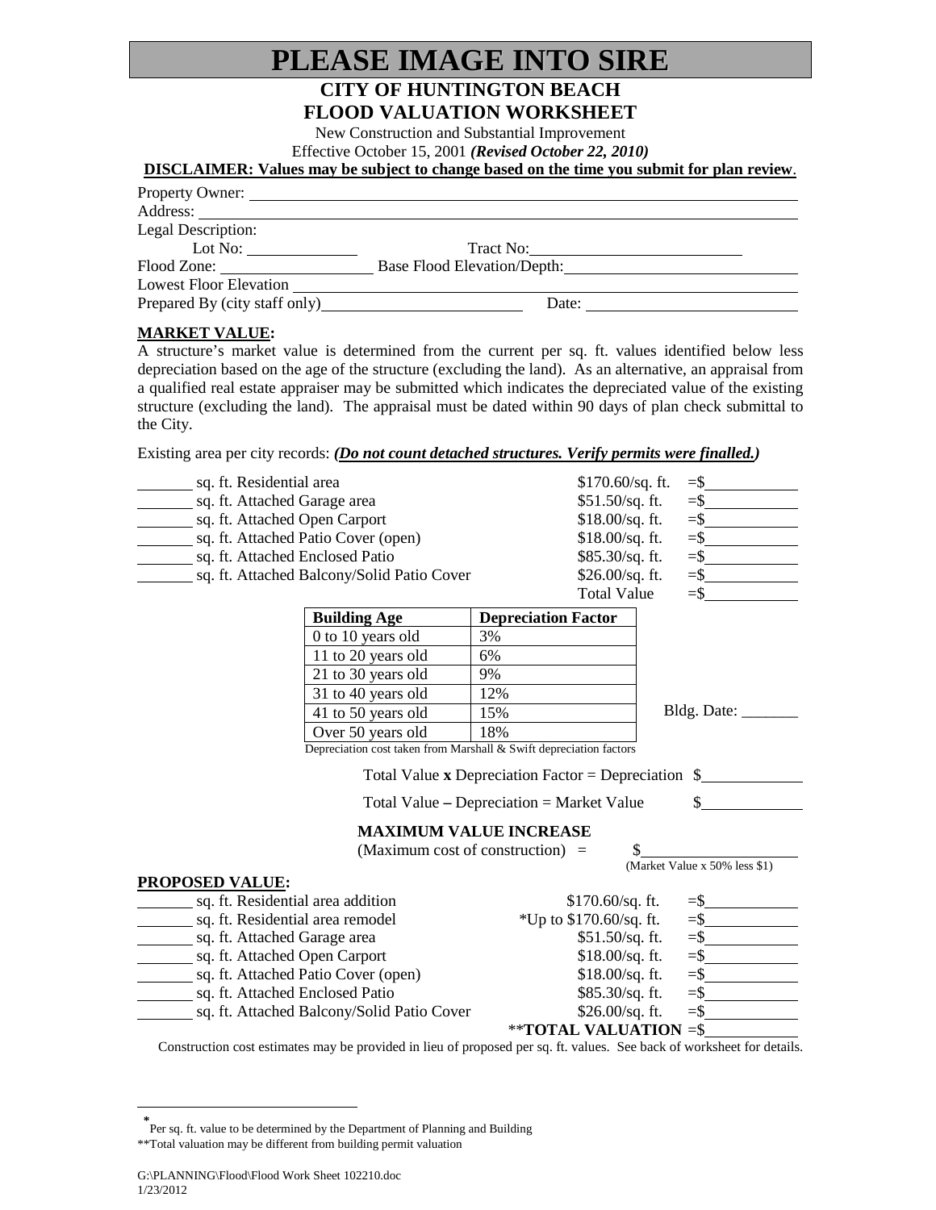# PLEASE IMAGE INTO SIRE

## CITY OF HUNTINGTON BEACH
## FLOOD VALUATION WORKSHEET

New Construction and Substantial Improvement

Effective October 15, 2001 ***(Revised October 22, 2010)***

**DISCLAIMER: Values may be subject to change based on the time you submit for plan review**.

Property Owner: ______________________________________________

Address: ______________________________________________

Legal Description:

Lot No: ____________ Tract No: ______________________

Flood Zone: ________________ Base Flood Elevation/Depth: ______________________

Lowest Floor Elevation ______________________________________________

Prepared By (city staff only) ______________________ Date: ______________________

**MARKET VALUE:**

A structure's market value is determined from the current per sq. ft. values identified below less depreciation based on the age of the structure (excluding the land). As an alternative, an appraisal from a qualified real estate appraiser may be submitted which indicates the depreciated value of the existing structure (excluding the land). The appraisal must be dated within 90 days of plan check submittal to the City.

Existing area per city records: ***(Do not count detached structures. Verify permits were finalled.)***

| Area | Description | Rate | Amount |
|---|---|---|---|
| _______ | sq. ft. Residential area | $170.60/sq. ft. | =$ __________ |
| _______ | sq. ft. Attached Garage area | $51.50/sq. ft. | =$ __________ |
| _______ | sq. ft. Attached Open Carport | $18.00/sq. ft. | =$ __________ |
| _______ | sq. ft. Attached Patio Cover (open) | $18.00/sq. ft. | =$ __________ |
| _______ | sq. ft. Attached Enclosed Patio | $85.30/sq. ft. | =$ __________ |
| _______ | sq. ft. Attached Balcony/Solid Patio Cover | $26.00/sq. ft. | =$ __________ |
| | | Total Value | =$ __________ |

| Building Age | Depreciation Factor |
|---|---|
| 0 to 10 years old | 3% |
| 11 to 20 years old | 6% |
| 21 to 30 years old | 9% |
| 31 to 40 years old | 12% |
| 41 to 50 years old | 15% |
| Over 50 years old | 18% |

Depreciation cost taken from Marshall & Swift depreciation factors

Bldg. Date: _______

Total Value **x** Depreciation Factor = Depreciation $ __________

Total Value **–** Depreciation = Market Value $ __________

**MAXIMUM VALUE INCREASE**

(Maximum cost of construction) = $ ______________
(Market Value x 50% less $1)

**PROPOSED VALUE:**

| Area | Description | Rate | Amount |
|---|---|---|---|
| _______ | sq. ft. Residential area addition | $170.60/sq. ft. | =$ __________ |
| _______ | sq. ft. Residential area remodel | *Up to $170.60/sq. ft. | =$ __________ |
| _______ | sq. ft. Attached Garage area | $51.50/sq. ft. | =$ __________ |
| _______ | sq. ft. Attached Open Carport | $18.00/sq. ft. | =$ __________ |
| _______ | sq. ft. Attached Patio Cover (open) | $18.00/sq. ft. | =$ __________ |
| _______ | sq. ft. Attached Enclosed Patio | $85.30/sq. ft. | =$ __________ |
| _______ | sq. ft. Attached Balcony/Solid Patio Cover | $26.00/sq. ft. | =$ __________ |
| | | ****TOTAL VALUATION** | =$ __________ |

Construction cost estimates may be provided in lieu of proposed per sq. ft. values. See back of worksheet for details.

---

* Per sq. ft. value to be determined by the Department of Planning and Building

**Total valuation may be different from building permit valuation

G:\PLANNING\Flood\Flood Work Sheet 102210.doc
1/23/2012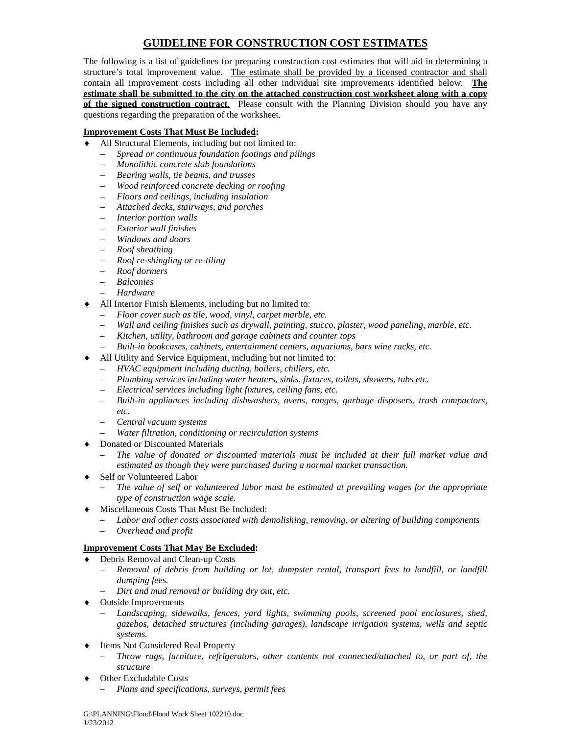# GUIDELINE FOR CONSTRUCTION COST ESTIMATES

The following is a list of guidelines for preparing construction cost estimates that will aid in determining a structure's total improvement value. The estimate shall be provided by a licensed contractor and shall contain all improvement costs including all other individual site improvements identified below. **The estimate shall be submitted to the city on the attached construction cost worksheet along with a copy of the signed construction contract**. Please consult with the Planning Division should you have any questions regarding the preparation of the worksheet.

**Improvement Costs That Must Be Included:**

- All Structural Elements, including but not limited to:
  - *Spread or continuous foundation footings and pilings*
  - *Monolithic concrete slab foundations*
  - *Bearing walls, tie beams, and trusses*
  - *Wood reinforced concrete decking or roofing*
  - *Floors and ceilings, including insulation*
  - *Attached decks, stairways, and porches*
  - *Interior portion walls*
  - *Exterior wall finishes*
  - *Windows and doors*
  - *Roof sheathing*
  - *Roof re-shingling or re-tiling*
  - *Roof dormers*
  - *Balconies*
  - *Hardware*
- All Interior Finish Elements, including but no limited to:
  - *Floor cover such as tile, wood, vinyl, carpet marble, etc.*
  - *Wall and ceiling finishes such as drywall, painting, stucco, plaster, wood paneling, marble, etc.*
  - *Kitchen, utility, bathroom and garage cabinets and counter tops*
  - *Built-in bookcases, cabinets, entertainment centers, aquariums, bars wine racks, etc.*
- All Utility and Service Equipment, including but not limited to:
  - *HVAC equipment including ducting, boilers, chillers, etc.*
  - *Plumbing services including water heaters, sinks, fixtures, toilets, showers, tubs etc.*
  - *Electrical services including light fixtures, ceiling fans, etc.*
  - *Built-in appliances including dishwashers, ovens, ranges, garbage disposers, trash compactors, etc.*
  - *Central vacuum systems*
  - *Water filtration, conditioning or recirculation systems*
- Donated or Discounted Materials
  - *The value of donated or discounted materials must be included at their full market value and estimated as though they were purchased during a normal market transaction.*
- Self or Volunteered Labor
  - *The value of self or volunteered labor must be estimated at prevailing wages for the appropriate type of construction wage scale.*
- Miscellaneous Costs That Must Be Included:
  - *Labor and other costs associated with demolishing, removing, or altering of building components*
  - *Overhead and profit*

**Improvement Costs That May Be Excluded:**

- Debris Removal and Clean-up Costs
  - *Removal of debris from building or lot, dumpster rental, transport fees to landfill, or landfill dumping fees.*
  - *Dirt and mud removal or building dry out, etc.*
- Outside Improvements
  - *Landscaping, sidewalks, fences, yard lights, swimming pools, screened pool enclosures, shed, gazebos, detached structures (including garages), landscape irrigation systems, wells and septic systems.*
- Items Not Considered Real Property
  - *Throw rugs, furniture, refrigerators, other contents not connected/attached to, or part of, the structure*
- Other Excludable Costs
  - *Plans and specifications, surveys, permit fees*

G:\PLANNING\Flood\Flood Work Sheet 102210.doc
1/23/2012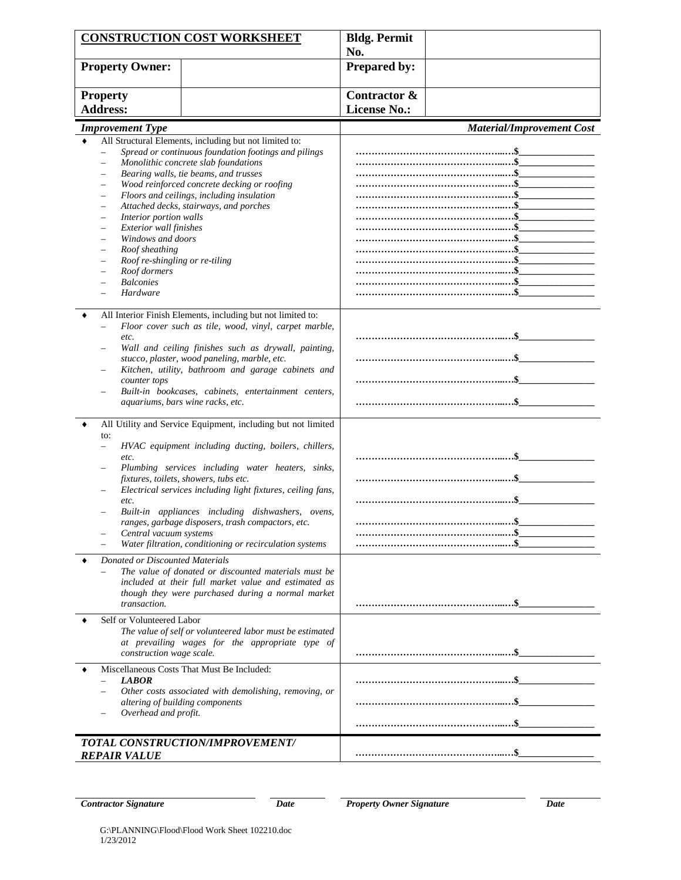| **CONSTRUCTION COST WORKSHEET** | | **Bldg. Permit No.** | |
|---|---|---|---|
| **Property Owner:** | | **Prepared by:** | |
| **Property Address:** | | **Contractor & License No.:** | |

| ***Improvement Type*** | ***Material/Improvement Cost*** |
|---|---|
| ♦ All Structural Elements, including but not limited to: | |
| – *Spread or continuous foundation footings and pilings* | ……………………………………………$_______________ |
| – *Monolithic concrete slab foundations* | ……………………………………………$_______________ |
| – *Bearing walls, tie beams, and trusses* | ……………………………………………$_______________ |
| – *Wood reinforced concrete decking or roofing* | ……………………………………………$_______________ |
| – *Floors and ceilings, including insulation* | ……………………………………………$_______________ |
| – *Attached decks, stairways, and porches* | ……………………………………………$_______________ |
| – *Interior portion walls* | ……………………………………………$_______________ |
| – *Exterior wall finishes* | ……………………………………………$_______________ |
| – *Windows and doors* | ……………………………………………$_______________ |
| – *Roof sheathing* | ……………………………………………$_______________ |
| – *Roof re-shingling or re-tiling* | ……………………………………………$_______________ |
| – *Roof dormers* | ……………………………………………$_______________ |
| – *Balconies* | ……………………………………………$_______________ |
| – *Hardware* | ……………………………………………$_______________ |
| ♦ All Interior Finish Elements, including but not limited to: | |
| – *Floor cover such as tile, wood, vinyl, carpet marble, etc.* | ……………………………………………$_______________ |
| – *Wall and ceiling finishes such as drywall, painting, stucco, plaster, wood paneling, marble, etc.* | ……………………………………………$_______________ |
| – *Kitchen, utility, bathroom and garage cabinets and counter tops* | ……………………………………………$_______________ |
| – *Built-in bookcases, cabinets, entertainment centers, aquariums, bars wine racks, etc.* | ……………………………………………$_______________ |
| ♦ All Utility and Service Equipment, including but not limited to: | |
| – *HVAC equipment including ducting, boilers, chillers, etc.* | ……………………………………………$_______________ |
| – *Plumbing services including water heaters, sinks, fixtures, toilets, showers, tubs etc.* | ……………………………………………$_______________ |
| – *Electrical services including light fixtures, ceiling fans, etc.* | ……………………………………………$_______________ |
| – *Built-in appliances including dishwashers, ovens, ranges, garbage disposers, trash compactors, etc.* | ……………………………………………$_______________ |
| – *Central vacuum systems* | ……………………………………………$_______________ |
| – *Water filtration, conditioning or recirculation systems* | ……………………………………………$_______________ |
| ♦ *Donated or Discounted Materials* – *The value of donated or discounted materials must be included at their full market value and estimated as though they were purchased during a normal market transaction.* | ……………………………………………$_______________ |
| ♦ Self or Volunteered Labor *The value of self or volunteered labor must be estimated at prevailing wages for the appropriate type of construction wage scale.* | ……………………………………………$_______________ |
| ♦ Miscellaneous Costs That Must Be Included: | |
| – ***LABOR*** | ……………………………………………$_______________ |
| – *Other costs associated with demolishing, removing, or altering of building components* | ……………………………………………$_______________ |
| – *Overhead and profit.* | ……………………………………………$_______________ |
| ***TOTAL CONSTRUCTION/IMPROVEMENT/ REPAIR VALUE*** | ……………………………………………$_______________ |

| ***Contractor Signature*** | ***Date*** | ***Property Owner Signature*** | ***Date*** |
|---|---|---|---|

G:\PLANNING\Flood\Flood Work Sheet 102210.doc
1/23/2012